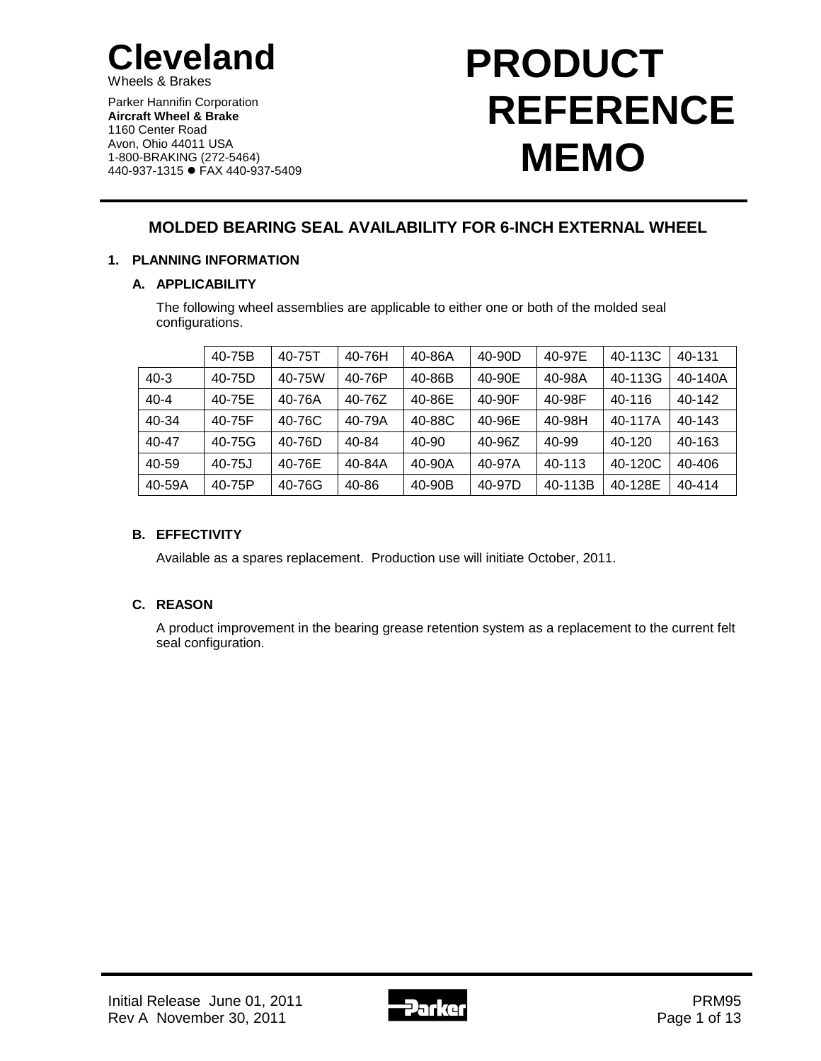# Cleveland
Wheels & Brakes

Parker Hannifin Corporation
**Aircraft Wheel & Brake**
1160 Center Road
Avon, Ohio 44011 USA
1-800-BRAKING (272-5464)
440-937-1315 ● FAX 440-937-5409

# PRODUCT REFERENCE MEMO

## MOLDED BEARING SEAL AVAILABILITY FOR 6-INCH EXTERNAL WHEEL

### 1. PLANNING INFORMATION

#### A. APPLICABILITY

The following wheel assemblies are applicable to either one or both of the molded seal configurations.

| | 40-75B | 40-75T | 40-76H | 40-86A | 40-90D | 40-97E | 40-113C | 40-131 |
|---|---|---|---|---|---|---|---|---|
| 40-3 | 40-75D | 40-75W | 40-76P | 40-86B | 40-90E | 40-98A | 40-113G | 40-140A |
| 40-4 | 40-75E | 40-76A | 40-76Z | 40-86E | 40-90F | 40-98F | 40-116 | 40-142 |
| 40-34 | 40-75F | 40-76C | 40-79A | 40-88C | 40-96E | 40-98H | 40-117A | 40-143 |
| 40-47 | 40-75G | 40-76D | 40-84 | 40-90 | 40-96Z | 40-99 | 40-120 | 40-163 |
| 40-59 | 40-75J | 40-76E | 40-84A | 40-90A | 40-97A | 40-113 | 40-120C | 40-406 |
| 40-59A | 40-75P | 40-76G | 40-86 | 40-90B | 40-97D | 40-113B | 40-128E | 40-414 |

#### B. EFFECTIVITY

Available as a spares replacement. Production use will initiate October, 2011.

#### C. REASON

A product improvement in the bearing grease retention system as a replacement to the current felt seal configuration.

Initial Release June 01, 2011
Rev A November 30, 2011

PRM95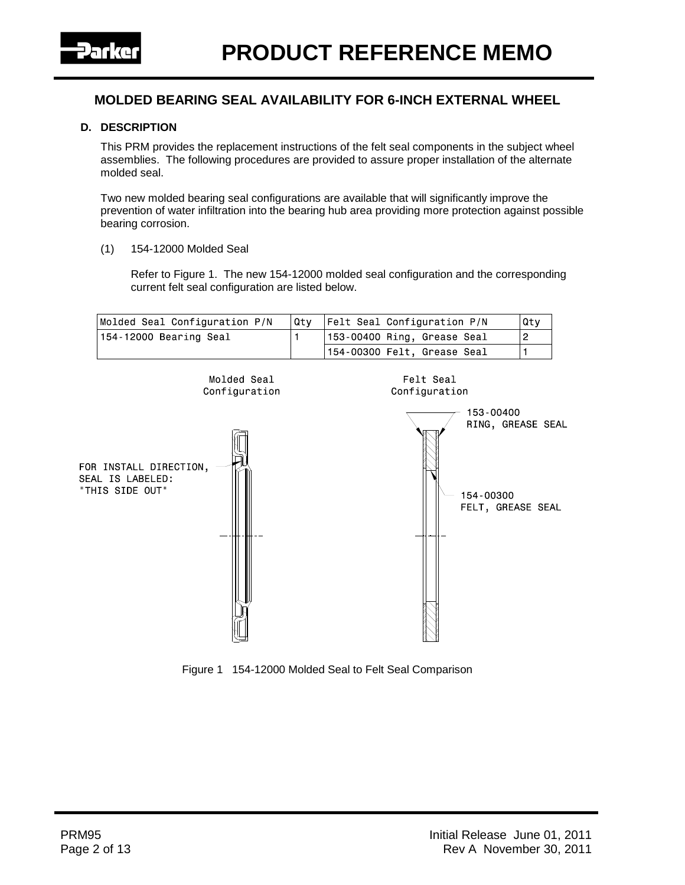## MOLDED BEARING SEAL AVAILABILITY FOR 6-INCH EXTERNAL WHEEL

### D. DESCRIPTION

This PRM provides the replacement instructions of the felt seal components in the subject wheel assemblies. The following procedures are provided to assure proper installation of the alternate molded seal.

Two new molded bearing seal configurations are available that will significantly improve the prevention of water infiltration into the bearing hub area providing more protection against possible bearing corrosion.

(1) 154-12000 Molded Seal

Refer to Figure 1. The new 154-12000 molded seal configuration and the corresponding current felt seal configuration are listed below.

| Molded Seal Configuration P/N | Qty | Felt Seal Configuration P/N | Qty |
|---|---|---|---|
| 154-12000 Bearing Seal | 1 | 153-00400 Ring, Grease Seal | 2 |
| | | 154-00300 Felt, Grease Seal | 1 |

Molded Seal Configuration

Felt Seal Configuration

FOR INSTALL DIRECTION, SEAL IS LABELED: "THIS SIDE OUT"

153-00400 RING, GREASE SEAL

154-00300 FELT, GREASE SEAL

Figure 1 154-12000 Molded Seal to Felt Seal Comparison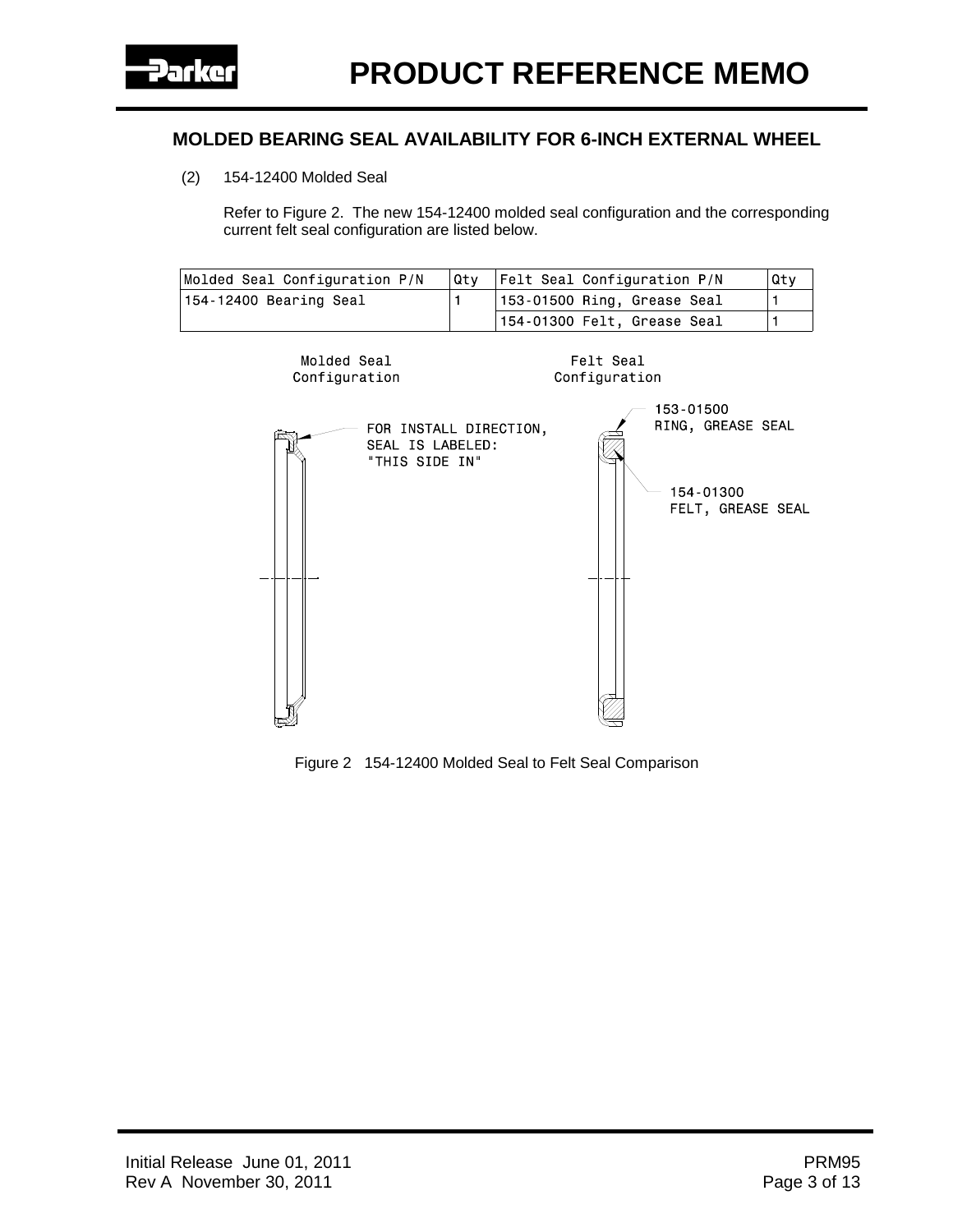## MOLDED BEARING SEAL AVAILABILITY FOR 6-INCH EXTERNAL WHEEL

(2) 154-12400 Molded Seal

Refer to Figure 2. The new 154-12400 molded seal configuration and the corresponding current felt seal configuration are listed below.

| Molded Seal Configuration P/N | Qty | Felt Seal Configuration P/N | Qty |
|---|---|---|---|
| 154-12400 Bearing Seal | 1 | 153-01500 Ring, Grease Seal | 1 |
| | | 154-01300 Felt, Grease Seal | 1 |

Molded Seal Configuration

FOR INSTALL DIRECTION, SEAL IS LABELED: "THIS SIDE IN"

Felt Seal Configuration

153-01500 RING, GREASE SEAL

154-01300 FELT, GREASE SEAL

Figure 2 154-12400 Molded Seal to Felt Seal Comparison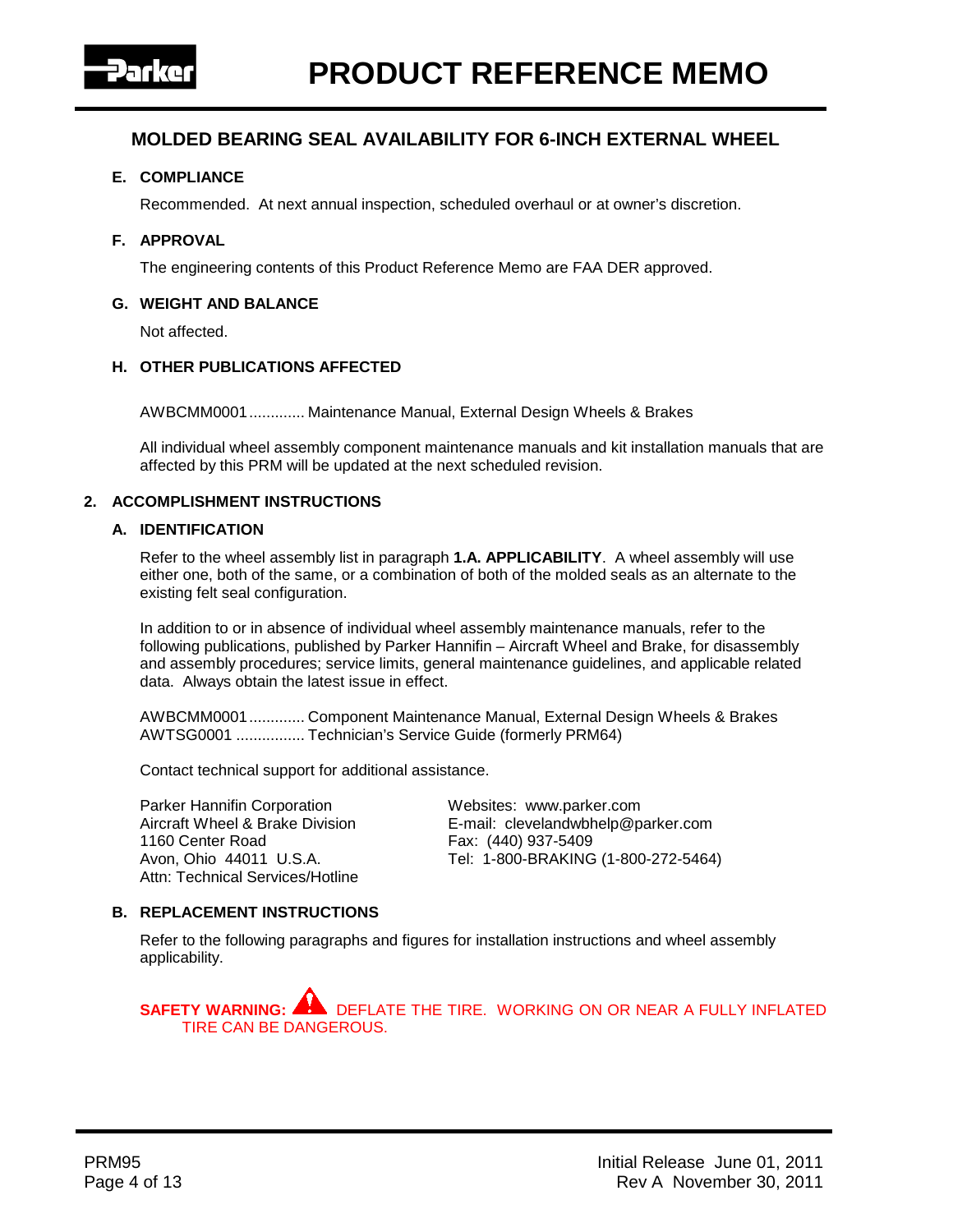## MOLDED BEARING SEAL AVAILABILITY FOR 6-INCH EXTERNAL WHEEL

### E. COMPLIANCE

Recommended. At next annual inspection, scheduled overhaul or at owner's discretion.

### F. APPROVAL

The engineering contents of this Product Reference Memo are FAA DER approved.

### G. WEIGHT AND BALANCE

Not affected.

### H. OTHER PUBLICATIONS AFFECTED

AWBCMM0001............. Maintenance Manual, External Design Wheels & Brakes

All individual wheel assembly component maintenance manuals and kit installation manuals that are affected by this PRM will be updated at the next scheduled revision.

## 2. ACCOMPLISHMENT INSTRUCTIONS

### A. IDENTIFICATION

Refer to the wheel assembly list in paragraph **1.A. APPLICABILITY**. A wheel assembly will use either one, both of the same, or a combination of both of the molded seals as an alternate to the existing felt seal configuration.

In addition to or in absence of individual wheel assembly maintenance manuals, refer to the following publications, published by Parker Hannifin – Aircraft Wheel and Brake, for disassembly and assembly procedures; service limits, general maintenance guidelines, and applicable related data. Always obtain the latest issue in effect.

AWBCMM0001............. Component Maintenance Manual, External Design Wheels & Brakes
AWTSG0001 ................ Technician's Service Guide (formerly PRM64)

Contact technical support for additional assistance.

Parker Hannifin Corporation
Aircraft Wheel & Brake Division
1160 Center Road
Avon, Ohio 44011 U.S.A.
Attn: Technical Services/Hotline

Websites: www.parker.com
E-mail: clevelandwbhelp@parker.com
Fax: (440) 937-5409
Tel: 1-800-BRAKING (1-800-272-5464)

### B. REPLACEMENT INSTRUCTIONS

Refer to the following paragraphs and figures for installation instructions and wheel assembly applicability.

**SAFETY WARNING:** DEFLATE THE TIRE. WORKING ON OR NEAR A FULLY INFLATED TIRE CAN BE DANGEROUS.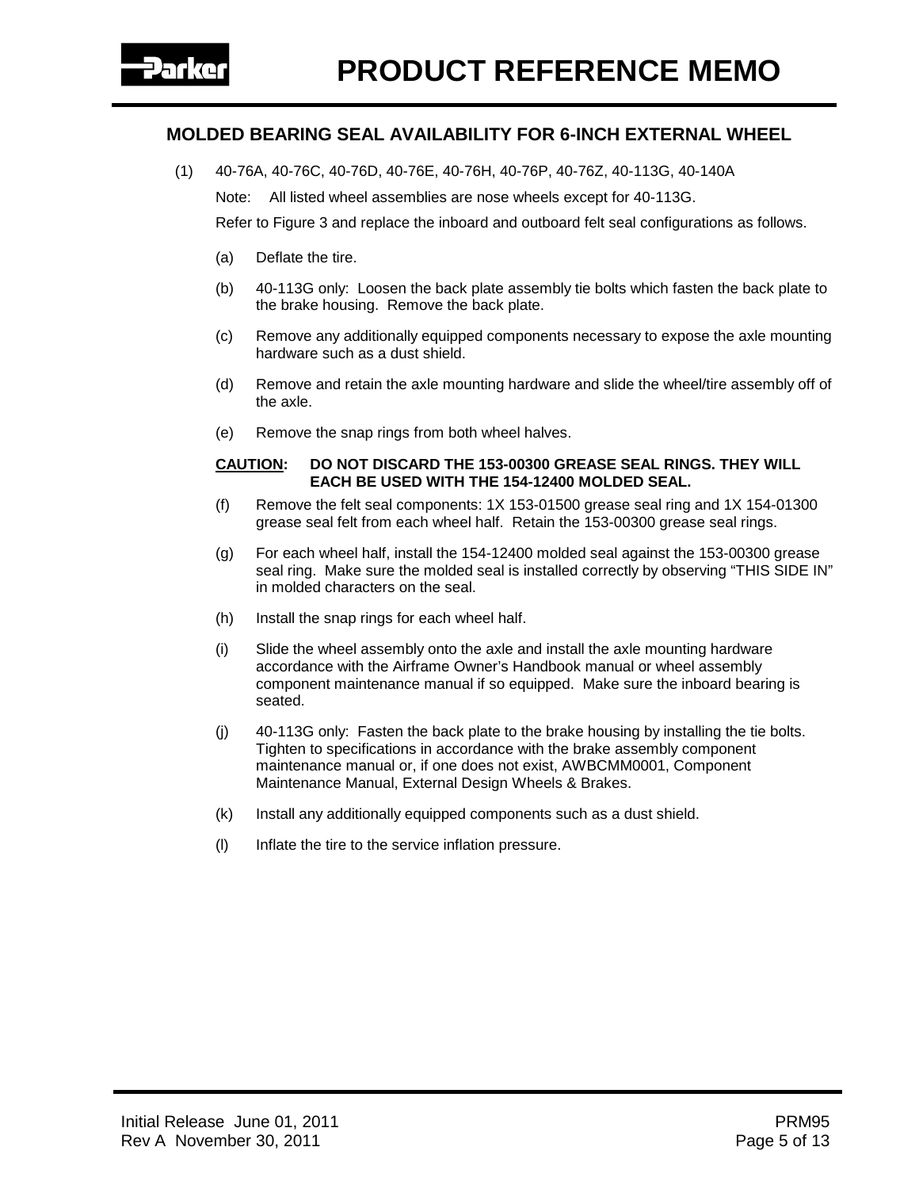## MOLDED BEARING SEAL AVAILABILITY FOR 6-INCH EXTERNAL WHEEL

(1) 40-76A, 40-76C, 40-76D, 40-76E, 40-76H, 40-76P, 40-76Z, 40-113G, 40-140A

Note: All listed wheel assemblies are nose wheels except for 40-113G.

Refer to Figure 3 and replace the inboard and outboard felt seal configurations as follows.

(a) Deflate the tire.

(b) 40-113G only: Loosen the back plate assembly tie bolts which fasten the back plate to the brake housing. Remove the back plate.

(c) Remove any additionally equipped components necessary to expose the axle mounting hardware such as a dust shield.

(d) Remove and retain the axle mounting hardware and slide the wheel/tire assembly off of the axle.

(e) Remove the snap rings from both wheel halves.

**CAUTION: DO NOT DISCARD THE 153-00300 GREASE SEAL RINGS. THEY WILL EACH BE USED WITH THE 154-12400 MOLDED SEAL.**

(f) Remove the felt seal components: 1X 153-01500 grease seal ring and 1X 154-01300 grease seal felt from each wheel half. Retain the 153-00300 grease seal rings.

(g) For each wheel half, install the 154-12400 molded seal against the 153-00300 grease seal ring. Make sure the molded seal is installed correctly by observing "THIS SIDE IN" in molded characters on the seal.

(h) Install the snap rings for each wheel half.

(i) Slide the wheel assembly onto the axle and install the axle mounting hardware accordance with the Airframe Owner's Handbook manual or wheel assembly component maintenance manual if so equipped. Make sure the inboard bearing is seated.

(j) 40-113G only: Fasten the back plate to the brake housing by installing the tie bolts. Tighten to specifications in accordance with the brake assembly component maintenance manual or, if one does not exist, AWBCMM0001, Component Maintenance Manual, External Design Wheels & Brakes.

(k) Install any additionally equipped components such as a dust shield.

(l) Inflate the tire to the service inflation pressure.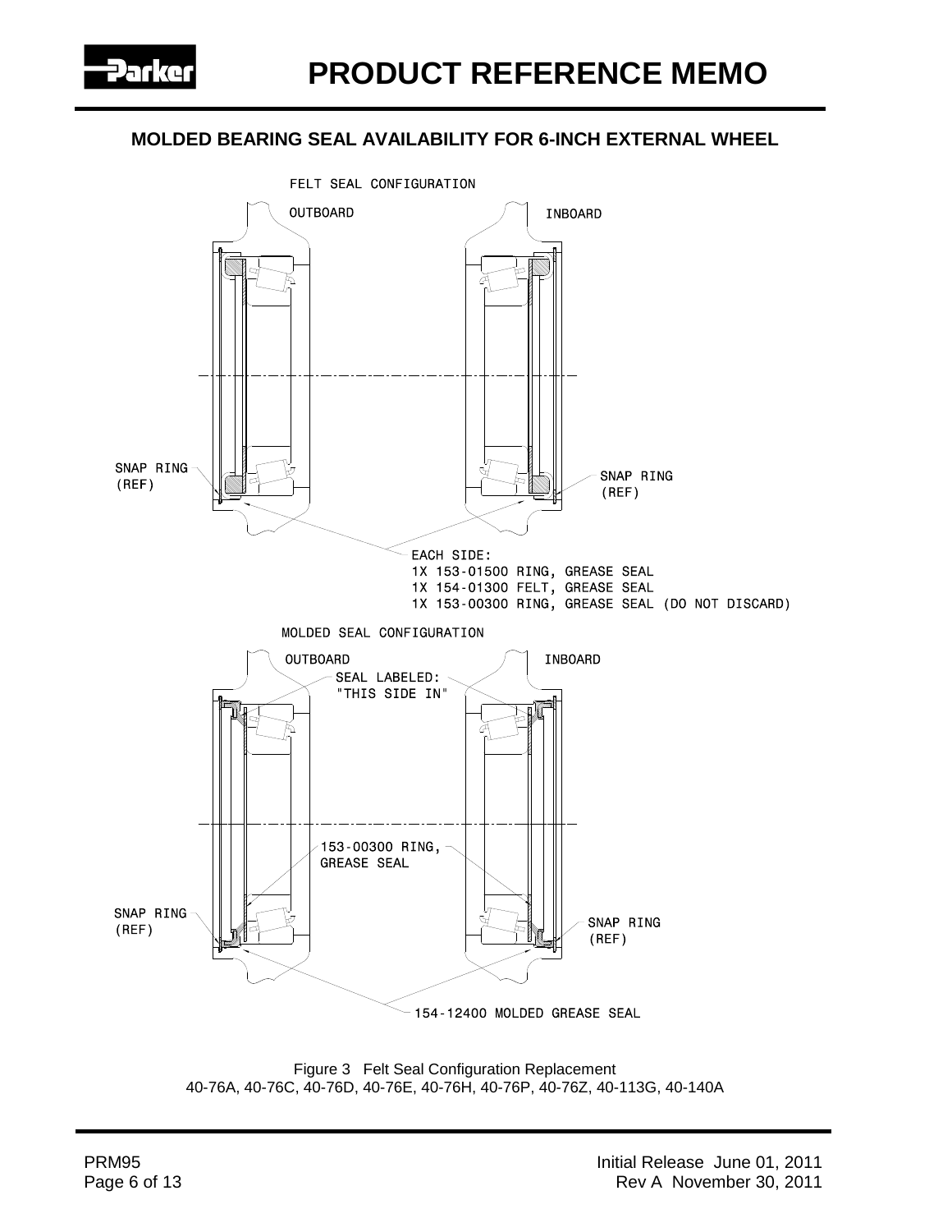## MOLDED BEARING SEAL AVAILABILITY FOR 6-INCH EXTERNAL WHEEL

FELT SEAL CONFIGURATION

OUTBOARD

INBOARD

SNAP RING (REF)

SNAP RING (REF)

EACH SIDE:
1X 153-01500 RING, GREASE SEAL
1X 154-01300 FELT, GREASE SEAL
1X 153-00300 RING, GREASE SEAL (DO NOT DISCARD)

MOLDED SEAL CONFIGURATION

OUTBOARD

INBOARD

SEAL LABELED: "THIS SIDE IN"

153-00300 RING, GREASE SEAL

SNAP RING (REF)

SNAP RING (REF)

154-12400 MOLDED GREASE SEAL

Figure 3 Felt Seal Configuration Replacement
40-76A, 40-76C, 40-76D, 40-76E, 40-76H, 40-76P, 40-76Z, 40-113G, 40-140A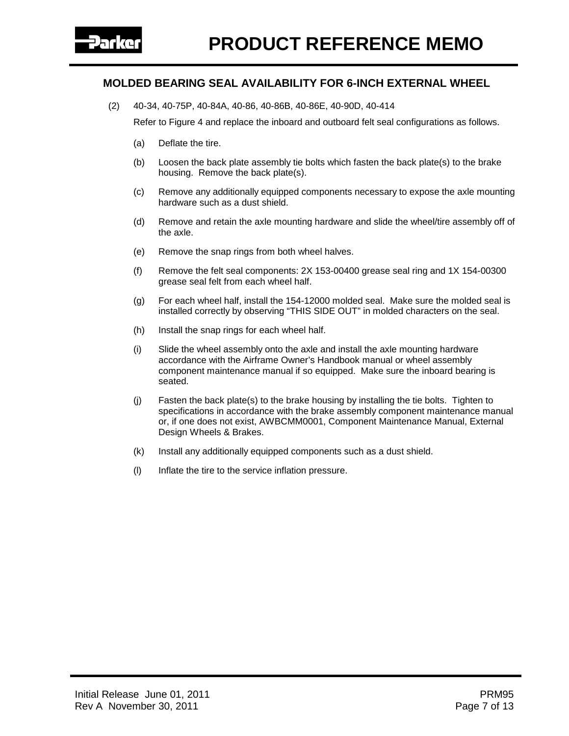## MOLDED BEARING SEAL AVAILABILITY FOR 6-INCH EXTERNAL WHEEL

(2) 40-34, 40-75P, 40-84A, 40-86, 40-86B, 40-86E, 40-90D, 40-414

Refer to Figure 4 and replace the inboard and outboard felt seal configurations as follows.

(a) Deflate the tire.

(b) Loosen the back plate assembly tie bolts which fasten the back plate(s) to the brake housing. Remove the back plate(s).

(c) Remove any additionally equipped components necessary to expose the axle mounting hardware such as a dust shield.

(d) Remove and retain the axle mounting hardware and slide the wheel/tire assembly off of the axle.

(e) Remove the snap rings from both wheel halves.

(f) Remove the felt seal components: 2X 153-00400 grease seal ring and 1X 154-00300 grease seal felt from each wheel half.

(g) For each wheel half, install the 154-12000 molded seal. Make sure the molded seal is installed correctly by observing “THIS SIDE OUT” in molded characters on the seal.

(h) Install the snap rings for each wheel half.

(i) Slide the wheel assembly onto the axle and install the axle mounting hardware accordance with the Airframe Owner’s Handbook manual or wheel assembly component maintenance manual if so equipped. Make sure the inboard bearing is seated.

(j) Fasten the back plate(s) to the brake housing by installing the tie bolts. Tighten to specifications in accordance with the brake assembly component maintenance manual or, if one does not exist, AWBCMM0001, Component Maintenance Manual, External Design Wheels & Brakes.

(k) Install any additionally equipped components such as a dust shield.

(l) Inflate the tire to the service inflation pressure.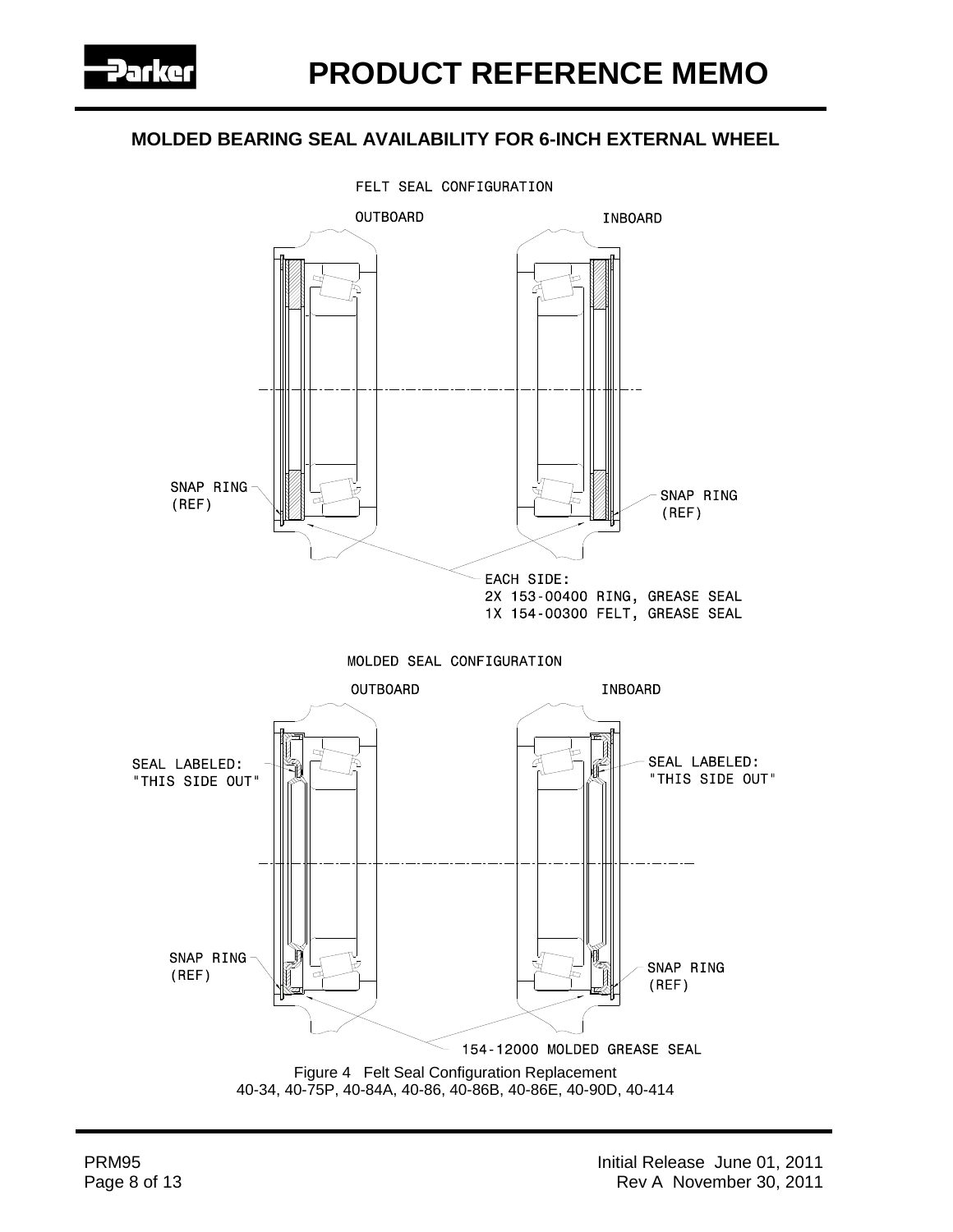## MOLDED BEARING SEAL AVAILABILITY FOR 6-INCH EXTERNAL WHEEL

FELT SEAL CONFIGURATION

OUTBOARD

INBOARD

SNAP RING (REF)

SNAP RING (REF)

EACH SIDE:
2X 153-00400 RING, GREASE SEAL
1X 154-00300 FELT, GREASE SEAL

MOLDED SEAL CONFIGURATION

OUTBOARD

INBOARD

SEAL LABELED: "THIS SIDE OUT"

SEAL LABELED: "THIS SIDE OUT"

SNAP RING (REF)

SNAP RING (REF)

154-12000 MOLDED GREASE SEAL

Figure 4 Felt Seal Configuration Replacement
40-34, 40-75P, 40-84A, 40-86, 40-86B, 40-86E, 40-90D, 40-414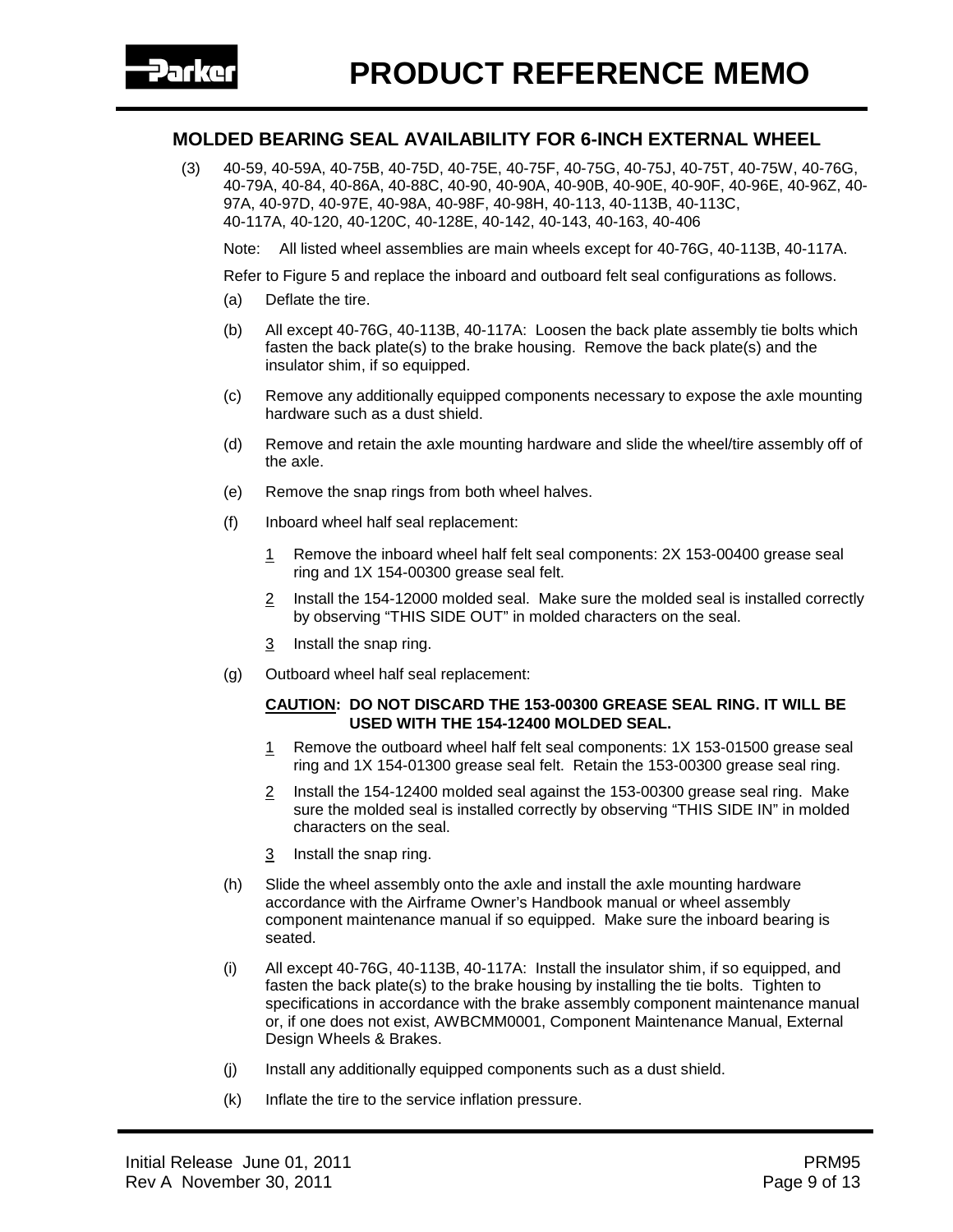## MOLDED BEARING SEAL AVAILABILITY FOR 6-INCH EXTERNAL WHEEL

(3) 40-59, 40-59A, 40-75B, 40-75D, 40-75E, 40-75F, 40-75G, 40-75J, 40-75T, 40-75W, 40-76G, 40-79A, 40-84, 40-86A, 40-88C, 40-90, 40-90A, 40-90B, 40-90E, 40-90F, 40-96E, 40-96Z, 40-97A, 40-97D, 40-97E, 40-98A, 40-98F, 40-98H, 40-113, 40-113B, 40-113C, 40-117A, 40-120, 40-120C, 40-128E, 40-142, 40-143, 40-163, 40-406

Note: All listed wheel assemblies are main wheels except for 40-76G, 40-113B, 40-117A.

Refer to Figure 5 and replace the inboard and outboard felt seal configurations as follows.

(a) Deflate the tire.

(b) All except 40-76G, 40-113B, 40-117A: Loosen the back plate assembly tie bolts which fasten the back plate(s) to the brake housing. Remove the back plate(s) and the insulator shim, if so equipped.

(c) Remove any additionally equipped components necessary to expose the axle mounting hardware such as a dust shield.

(d) Remove and retain the axle mounting hardware and slide the wheel/tire assembly off of the axle.

(e) Remove the snap rings from both wheel halves.

(f) Inboard wheel half seal replacement:

1 Remove the inboard wheel half felt seal components: 2X 153-00400 grease seal ring and 1X 154-00300 grease seal felt.

2 Install the 154-12000 molded seal. Make sure the molded seal is installed correctly by observing "THIS SIDE OUT" in molded characters on the seal.

3 Install the snap ring.

(g) Outboard wheel half seal replacement:

**CAUTION: DO NOT DISCARD THE 153-00300 GREASE SEAL RING. IT WILL BE USED WITH THE 154-12400 MOLDED SEAL.**

1 Remove the outboard wheel half felt seal components: 1X 153-01500 grease seal ring and 1X 154-01300 grease seal felt. Retain the 153-00300 grease seal ring.

2 Install the 154-12400 molded seal against the 153-00300 grease seal ring. Make sure the molded seal is installed correctly by observing "THIS SIDE IN" in molded characters on the seal.

3 Install the snap ring.

(h) Slide the wheel assembly onto the axle and install the axle mounting hardware accordance with the Airframe Owner's Handbook manual or wheel assembly component maintenance manual if so equipped. Make sure the inboard bearing is seated.

(i) All except 40-76G, 40-113B, 40-117A: Install the insulator shim, if so equipped, and fasten the back plate(s) to the brake housing by installing the tie bolts. Tighten to specifications in accordance with the brake assembly component maintenance manual or, if one does not exist, AWBCMM0001, Component Maintenance Manual, External Design Wheels & Brakes.

(j) Install any additionally equipped components such as a dust shield.

(k) Inflate the tire to the service inflation pressure.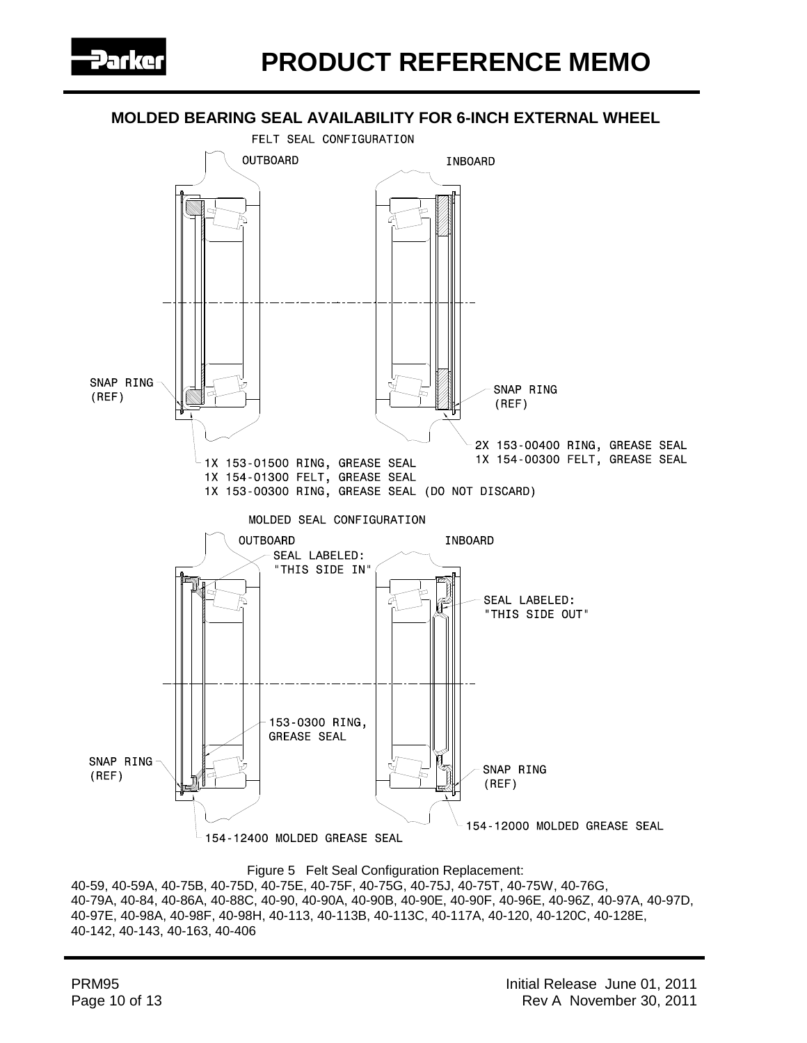# PRODUCT REFERENCE MEMO

## MOLDED BEARING SEAL AVAILABILITY FOR 6-INCH EXTERNAL WHEEL

FELT SEAL CONFIGURATION

OUTBOARD

INBOARD

SNAP RING (REF)

SNAP RING (REF)

2X 153-00400 RING, GREASE SEAL
1X 154-00300 FELT, GREASE SEAL

1X 153-01500 RING, GREASE SEAL
1X 154-01300 FELT, GREASE SEAL
1X 153-00300 RING, GREASE SEAL (DO NOT DISCARD)

MOLDED SEAL CONFIGURATION

OUTBOARD

INBOARD

SEAL LABELED: "THIS SIDE IN"

SEAL LABELED: "THIS SIDE OUT"

153-0300 RING, GREASE SEAL

SNAP RING (REF)

SNAP RING (REF)

154-12000 MOLDED GREASE SEAL

154-12400 MOLDED GREASE SEAL

Figure 5 Felt Seal Configuration Replacement:
40-59, 40-59A, 40-75B, 40-75D, 40-75E, 40-75F, 40-75G, 40-75J, 40-75T, 40-75W, 40-76G, 40-79A, 40-84, 40-86A, 40-88C, 40-90, 40-90A, 40-90B, 40-90E, 40-90F, 40-96E, 40-96Z, 40-97A, 40-97D, 40-97E, 40-98A, 40-98F, 40-98H, 40-113, 40-113B, 40-113C, 40-117A, 40-120, 40-120C, 40-128E, 40-142, 40-143, 40-163, 40-406

PRM95
Initial Release June 01, 2011
Rev A November 30, 2011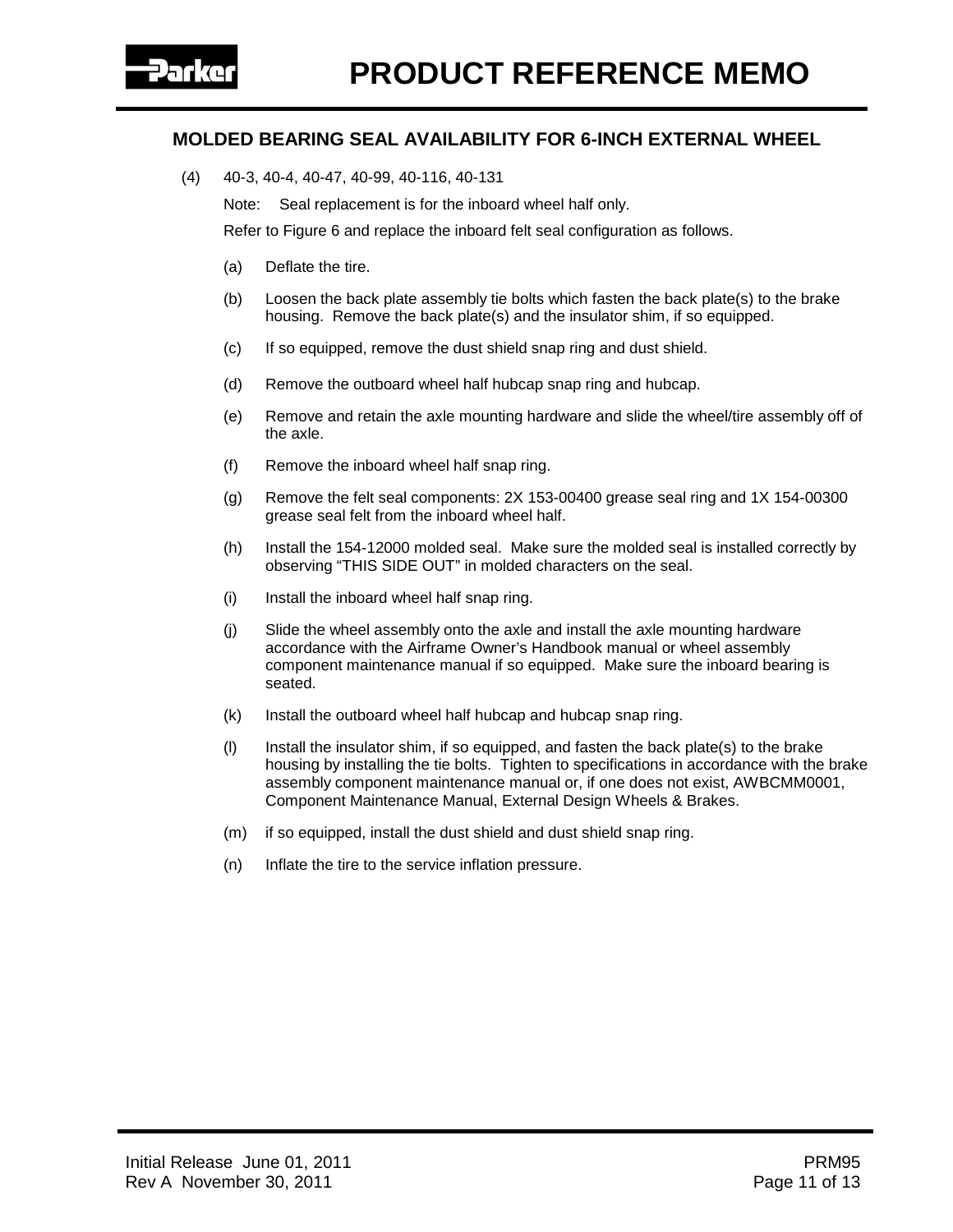## MOLDED BEARING SEAL AVAILABILITY FOR 6-INCH EXTERNAL WHEEL

(4) 40-3, 40-4, 40-47, 40-99, 40-116, 40-131

Note: Seal replacement is for the inboard wheel half only.

Refer to Figure 6 and replace the inboard felt seal configuration as follows.

(a) Deflate the tire.

(b) Loosen the back plate assembly tie bolts which fasten the back plate(s) to the brake housing. Remove the back plate(s) and the insulator shim, if so equipped.

(c) If so equipped, remove the dust shield snap ring and dust shield.

(d) Remove the outboard wheel half hubcap snap ring and hubcap.

(e) Remove and retain the axle mounting hardware and slide the wheel/tire assembly off of the axle.

(f) Remove the inboard wheel half snap ring.

(g) Remove the felt seal components: 2X 153-00400 grease seal ring and 1X 154-00300 grease seal felt from the inboard wheel half.

(h) Install the 154-12000 molded seal. Make sure the molded seal is installed correctly by observing "THIS SIDE OUT" in molded characters on the seal.

(i) Install the inboard wheel half snap ring.

(j) Slide the wheel assembly onto the axle and install the axle mounting hardware accordance with the Airframe Owner's Handbook manual or wheel assembly component maintenance manual if so equipped. Make sure the inboard bearing is seated.

(k) Install the outboard wheel half hubcap and hubcap snap ring.

(l) Install the insulator shim, if so equipped, and fasten the back plate(s) to the brake housing by installing the tie bolts. Tighten to specifications in accordance with the brake assembly component maintenance manual or, if one does not exist, AWBCMM0001, Component Maintenance Manual, External Design Wheels & Brakes.

(m) if so equipped, install the dust shield and dust shield snap ring.

(n) Inflate the tire to the service inflation pressure.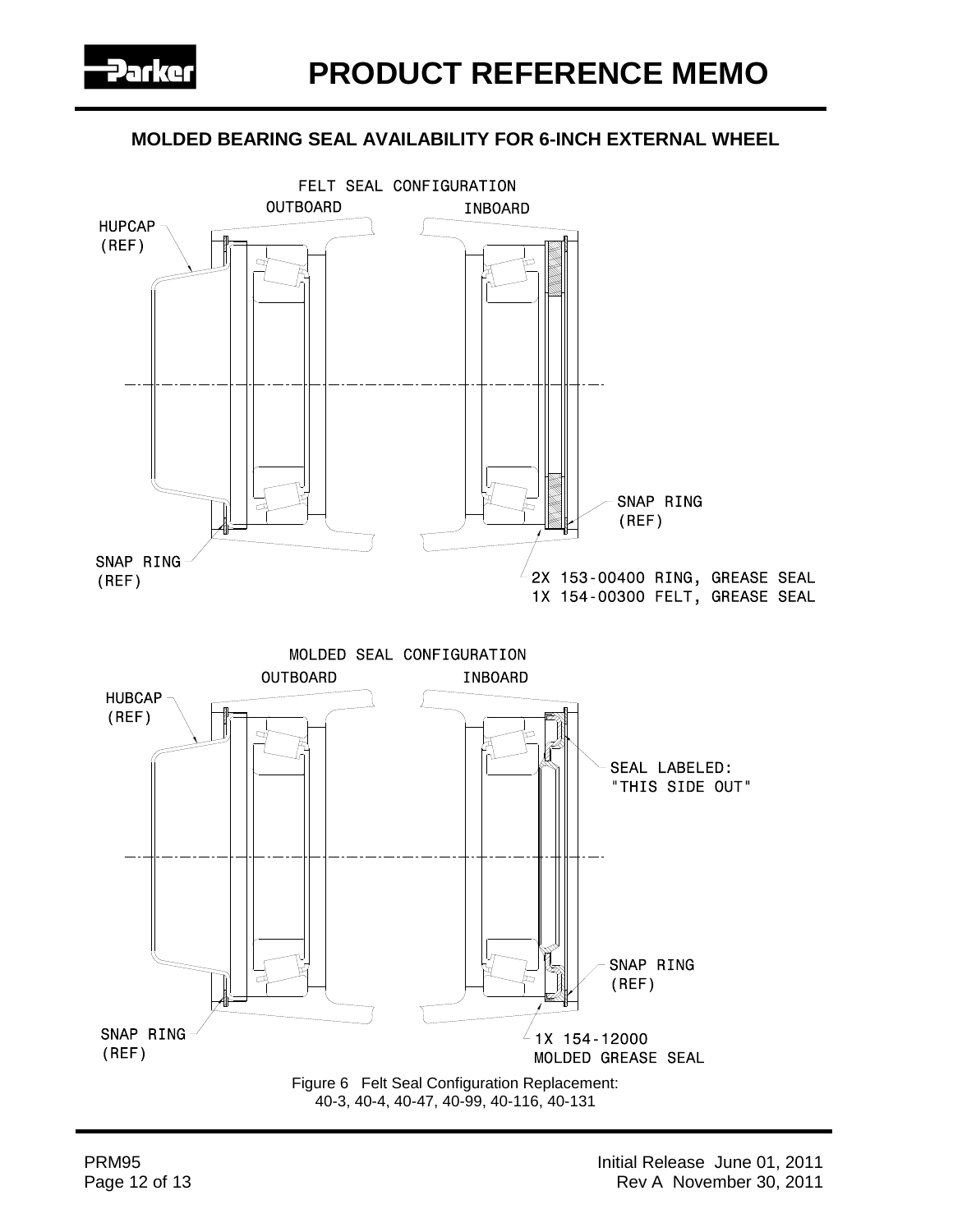# PRODUCT REFERENCE MEMO

## MOLDED BEARING SEAL AVAILABILITY FOR 6-INCH EXTERNAL WHEEL

FELT SEAL CONFIGURATION

OUTBOARD INBOARD

HUPCAP (REF)

SNAP RING (REF)

SNAP RING (REF)

2X 153-00400 RING, GREASE SEAL
1X 154-00300 FELT, GREASE SEAL

MOLDED SEAL CONFIGURATION

OUTBOARD INBOARD

HUBCAP (REF)

SEAL LABELED: "THIS SIDE OUT"

SNAP RING (REF)

SNAP RING (REF)

1X 154-12000 MOLDED GREASE SEAL

Figure 6 Felt Seal Configuration Replacement:
40-3, 40-4, 40-47, 40-99, 40-116, 40-131

PRM95

Initial Release June 01, 2011
Rev A November 30, 2011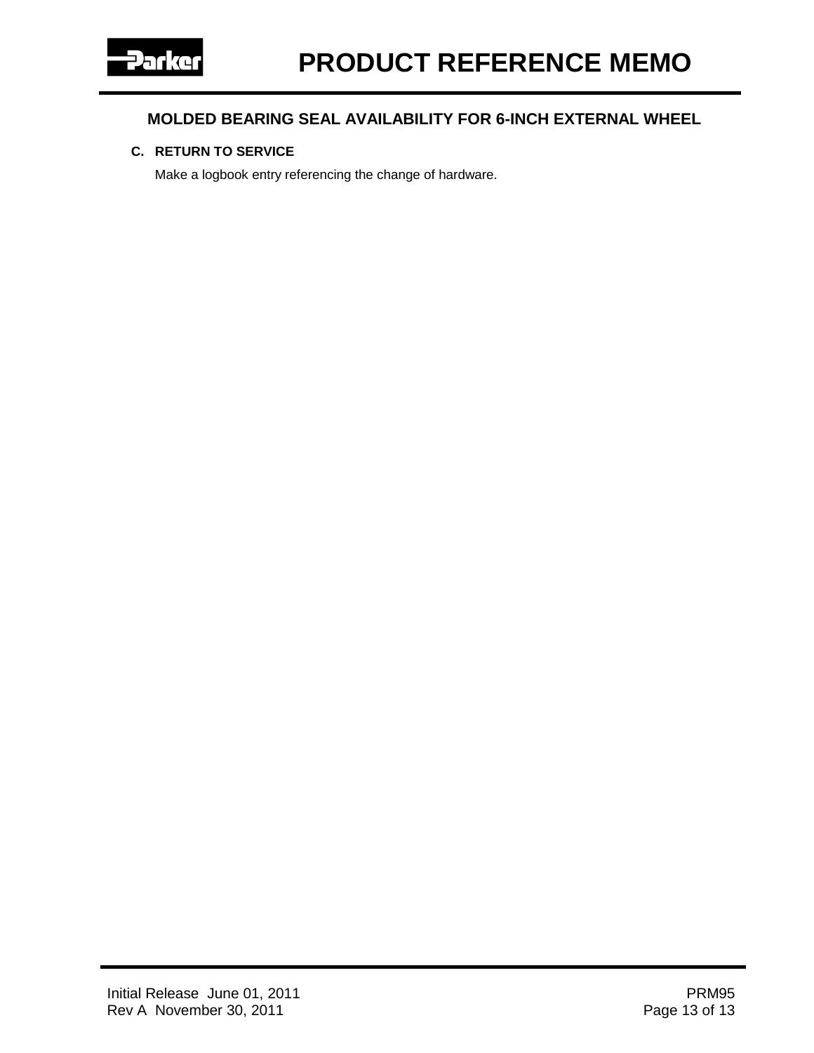# MOLDED BEARING SEAL AVAILABILITY FOR 6-INCH EXTERNAL WHEEL

### C. RETURN TO SERVICE

Make a logbook entry referencing the change of hardware.